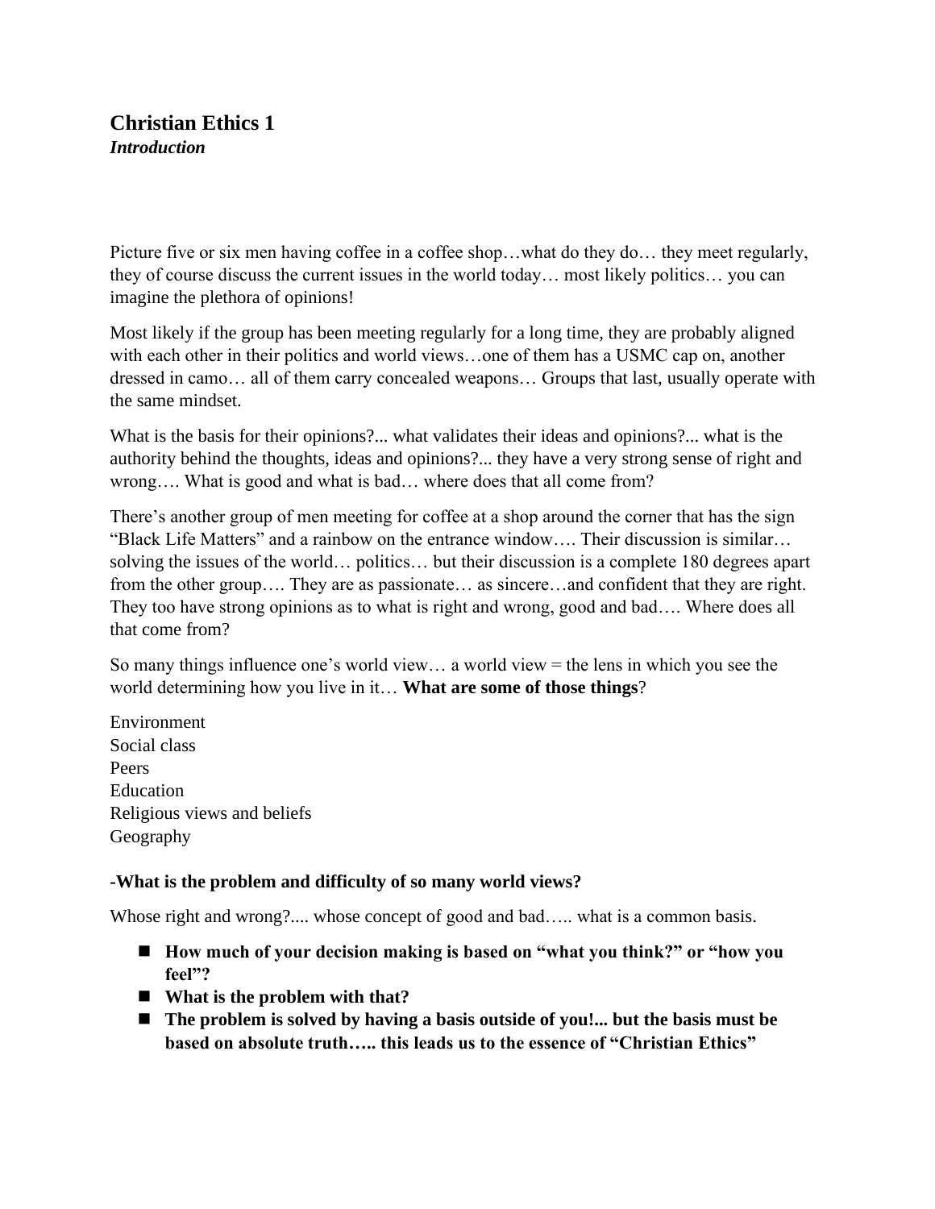# Christian Ethics 1

***Introduction***

Picture five or six men having coffee in a coffee shop…what do they do… they meet regularly, they of course discuss the current issues in the world today… most likely politics… you can imagine the plethora of opinions!

Most likely if the group has been meeting regularly for a long time, they are probably aligned with each other in their politics and world views…one of them has a USMC cap on, another dressed in camo… all of them carry concealed weapons… Groups that last, usually operate with the same mindset.

What is the basis for their opinions?... what validates their ideas and opinions?... what is the authority behind the thoughts, ideas and opinions?... they have a very strong sense of right and wrong…. What is good and what is bad… where does that all come from?

There's another group of men meeting for coffee at a shop around the corner that has the sign "Black Life Matters" and a rainbow on the entrance window…. Their discussion is similar… solving the issues of the world… politics… but their discussion is a complete 180 degrees apart from the other group…. They are as passionate… as sincere…and confident that they are right. They too have strong opinions as to what is right and wrong, good and bad…. Where does all that come from?

So many things influence one's world view… a world view = the lens in which you see the world determining how you live in it… **What are some of those things**?

Environment
Social class
Peers
Education
Religious views and beliefs
Geography

**-What is the problem and difficulty of so many world views?**

Whose right and wrong?.... whose concept of good and bad….. what is a common basis.

- **How much of your decision making is based on "what you think?" or "how you feel"?**
- **What is the problem with that?**
- **The problem is solved by having a basis outside of you!... but the basis must be based on absolute truth….. this leads us to the essence of "Christian Ethics"**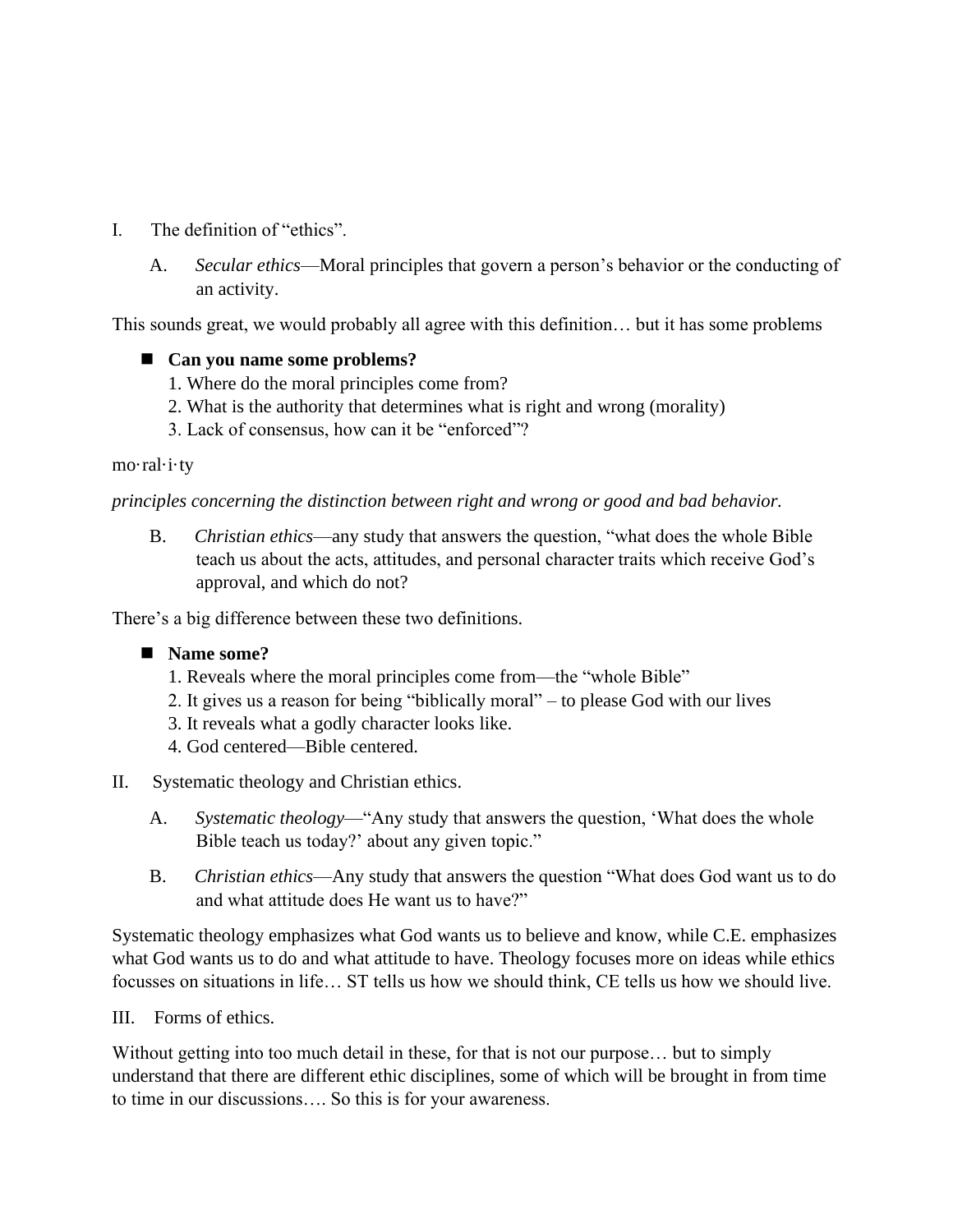I. The definition of "ethics".

A. *Secular ethics*—Moral principles that govern a person's behavior or the conducting of an activity.

This sounds great, we would probably all agree with this definition… but it has some problems

- **Can you name some problems?**
  1. Where do the moral principles come from?
  2. What is the authority that determines what is right and wrong (morality)
  3. Lack of consensus, how can it be "enforced"?

mo·ral·i·ty

*principles concerning the distinction between right and wrong or good and bad behavior.*

B. *Christian ethics*—any study that answers the question, "what does the whole Bible teach us about the acts, attitudes, and personal character traits which receive God's approval, and which do not?

There's a big difference between these two definitions.

- **Name some?**
  1. Reveals where the moral principles come from—the "whole Bible"
  2. It gives us a reason for being "biblically moral" – to please God with our lives
  3. It reveals what a godly character looks like.
  4. God centered—Bible centered.

II. Systematic theology and Christian ethics.

A. *Systematic theology*—"Any study that answers the question, 'What does the whole Bible teach us today?' about any given topic."

B. *Christian ethics*—Any study that answers the question "What does God want us to do and what attitude does He want us to have?"

Systematic theology emphasizes what God wants us to believe and know, while C.E. emphasizes what God wants us to do and what attitude to have. Theology focuses more on ideas while ethics focusses on situations in life… ST tells us how we should think, CE tells us how we should live.

III. Forms of ethics.

Without getting into too much detail in these, for that is not our purpose… but to simply understand that there are different ethic disciplines, some of which will be brought in from time to time in our discussions…. So this is for your awareness.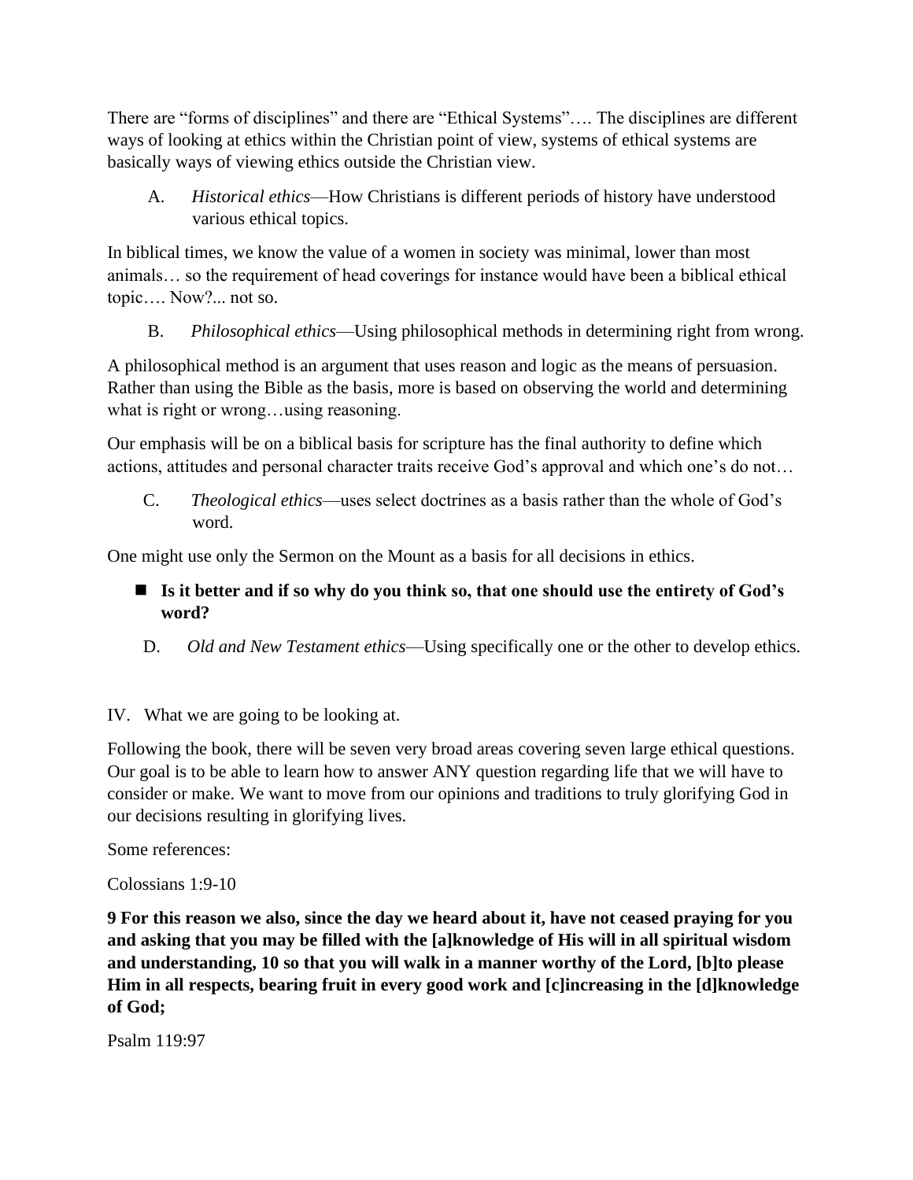There are "forms of disciplines" and there are "Ethical Systems"…. The disciplines are different ways of looking at ethics within the Christian point of view, systems of ethical systems are basically ways of viewing ethics outside the Christian view.

A. *Historical ethics*—How Christians is different periods of history have understood various ethical topics.

In biblical times, we know the value of a women in society was minimal, lower than most animals… so the requirement of head coverings for instance would have been a biblical ethical topic…. Now?... not so.

B. *Philosophical ethics*—Using philosophical methods in determining right from wrong.

A philosophical method is an argument that uses reason and logic as the means of persuasion. Rather than using the Bible as the basis, more is based on observing the world and determining what is right or wrong…using reasoning.

Our emphasis will be on a biblical basis for scripture has the final authority to define which actions, attitudes and personal character traits receive God's approval and which one's do not…

C. *Theological ethics*—uses select doctrines as a basis rather than the whole of God's word.

One might use only the Sermon on the Mount as a basis for all decisions in ethics.

- **Is it better and if so why do you think so, that one should use the entirety of God's word?**

D. *Old and New Testament ethics*—Using specifically one or the other to develop ethics.

IV. What we are going to be looking at.

Following the book, there will be seven very broad areas covering seven large ethical questions. Our goal is to be able to learn how to answer ANY question regarding life that we will have to consider or make. We want to move from our opinions and traditions to truly glorifying God in our decisions resulting in glorifying lives.

Some references:

Colossians 1:9-10

**9 For this reason we also, since the day we heard about it, have not ceased praying for you and asking that you may be filled with the [a]knowledge of His will in all spiritual wisdom and understanding, 10 so that you will walk in a manner worthy of the Lord, [b]to please Him in all respects, bearing fruit in every good work and [c]increasing in the [d]knowledge of God;**

Psalm 119:97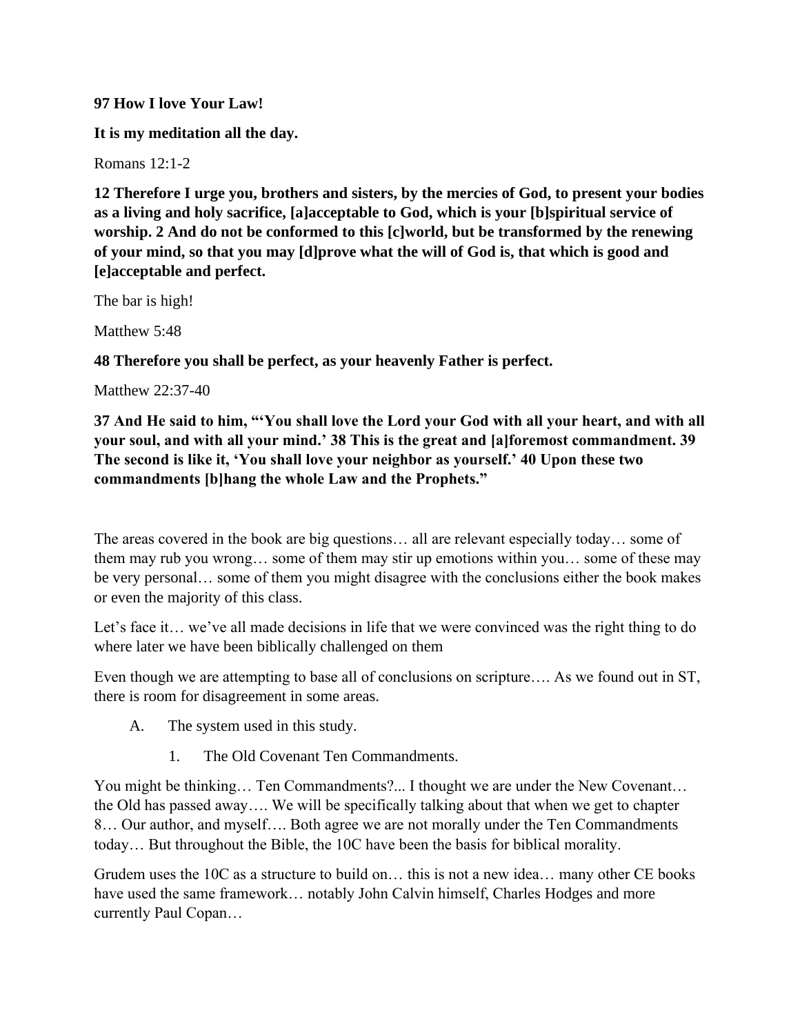**97 How I love Your Law!**

**It is my meditation all the day.**

Romans 12:1-2

**12 Therefore I urge you, brothers and sisters, by the mercies of God, to present your bodies as a living and holy sacrifice, [a]acceptable to God, which is your [b]spiritual service of worship. 2 And do not be conformed to this [c]world, but be transformed by the renewing of your mind, so that you may [d]prove what the will of God is, that which is good and [e]acceptable and perfect.**

The bar is high!

Matthew 5:48

**48 Therefore you shall be perfect, as your heavenly Father is perfect.**

Matthew 22:37-40

**37 And He said to him, "'You shall love the Lord your God with all your heart, and with all your soul, and with all your mind.' 38 This is the great and [a]foremost commandment. 39 The second is like it, 'You shall love your neighbor as yourself.' 40 Upon these two commandments [b]hang the whole Law and the Prophets."**

The areas covered in the book are big questions… all are relevant especially today… some of them may rub you wrong… some of them may stir up emotions within you… some of these may be very personal… some of them you might disagree with the conclusions either the book makes or even the majority of this class.

Let's face it… we've all made decisions in life that we were convinced was the right thing to do where later we have been biblically challenged on them

Even though we are attempting to base all of conclusions on scripture…. As we found out in ST, there is room for disagreement in some areas.

A. The system used in this study.

   1. The Old Covenant Ten Commandments.

You might be thinking… Ten Commandments?... I thought we are under the New Covenant… the Old has passed away…. We will be specifically talking about that when we get to chapter 8… Our author, and myself…. Both agree we are not morally under the Ten Commandments today… But throughout the Bible, the 10C have been the basis for biblical morality.

Grudem uses the 10C as a structure to build on… this is not a new idea… many other CE books have used the same framework… notably John Calvin himself, Charles Hodges and more currently Paul Copan…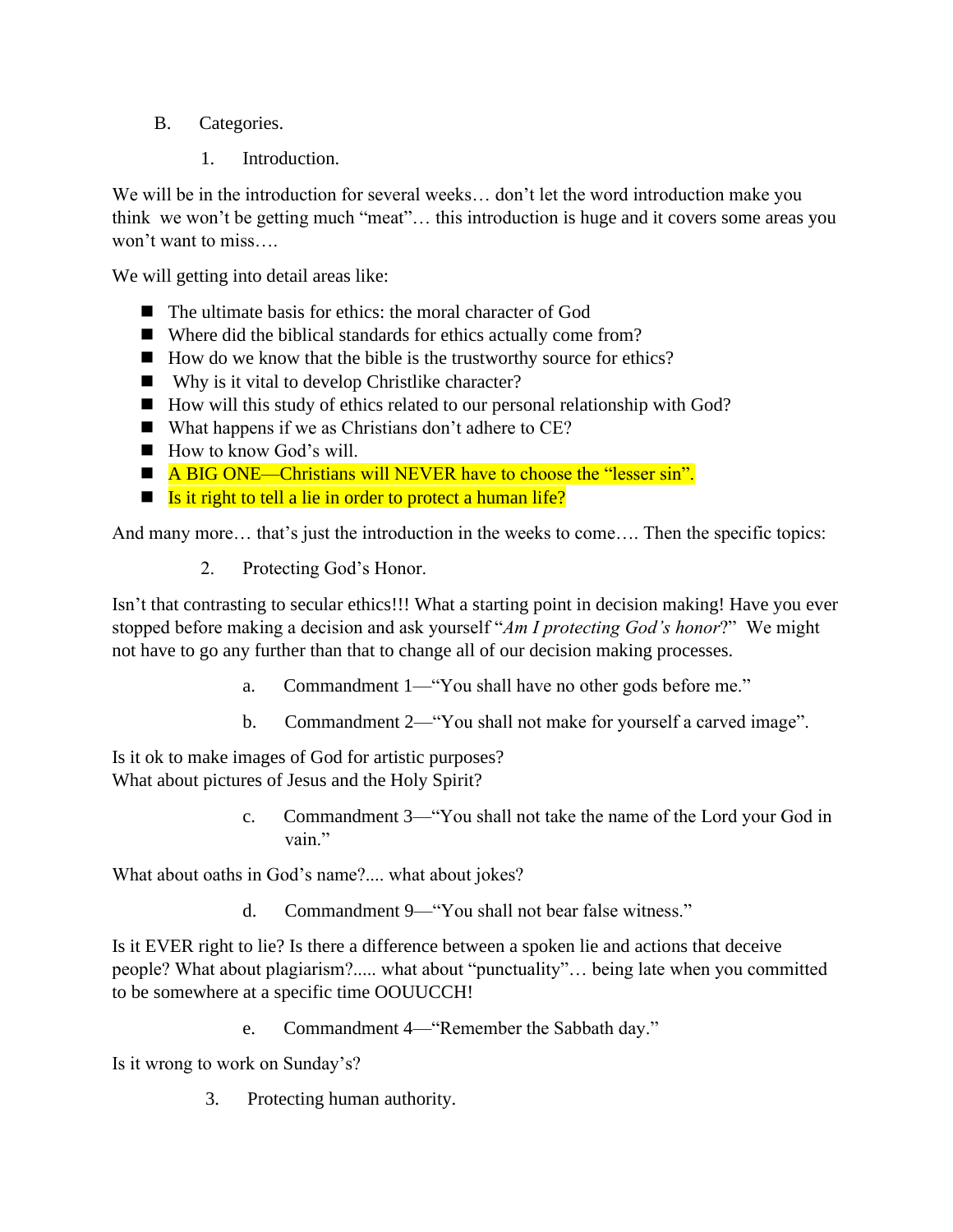B. Categories.

1. Introduction.

We will be in the introduction for several weeks… don't let the word introduction make you think we won't be getting much "meat"… this introduction is huge and it covers some areas you won't want to miss….

We will getting into detail areas like:

- The ultimate basis for ethics: the moral character of God
- Where did the biblical standards for ethics actually come from?
- How do we know that the bible is the trustworthy source for ethics?
- Why is it vital to develop Christlike character?
- How will this study of ethics related to our personal relationship with God?
- What happens if we as Christians don't adhere to CE?
- How to know God's will.
- A BIG ONE—Christians will NEVER have to choose the "lesser sin".
- Is it right to tell a lie in order to protect a human life?

And many more… that's just the introduction in the weeks to come…. Then the specific topics:

2. Protecting God's Honor.

Isn't that contrasting to secular ethics!!! What a starting point in decision making! Have you ever stopped before making a decision and ask yourself "*Am I protecting God's honor*?" We might not have to go any further than that to change all of our decision making processes.

a. Commandment 1—"You shall have no other gods before me."

b. Commandment 2—"You shall not make for yourself a carved image".

Is it ok to make images of God for artistic purposes?
What about pictures of Jesus and the Holy Spirit?

c. Commandment 3—"You shall not take the name of the Lord your God in vain."

What about oaths in God's name?.... what about jokes?

d. Commandment 9—"You shall not bear false witness."

Is it EVER right to lie? Is there a difference between a spoken lie and actions that deceive people? What about plagiarism?..... what about "punctuality"… being late when you committed to be somewhere at a specific time OOUUCCH!

e. Commandment 4—"Remember the Sabbath day."

Is it wrong to work on Sunday's?

3. Protecting human authority.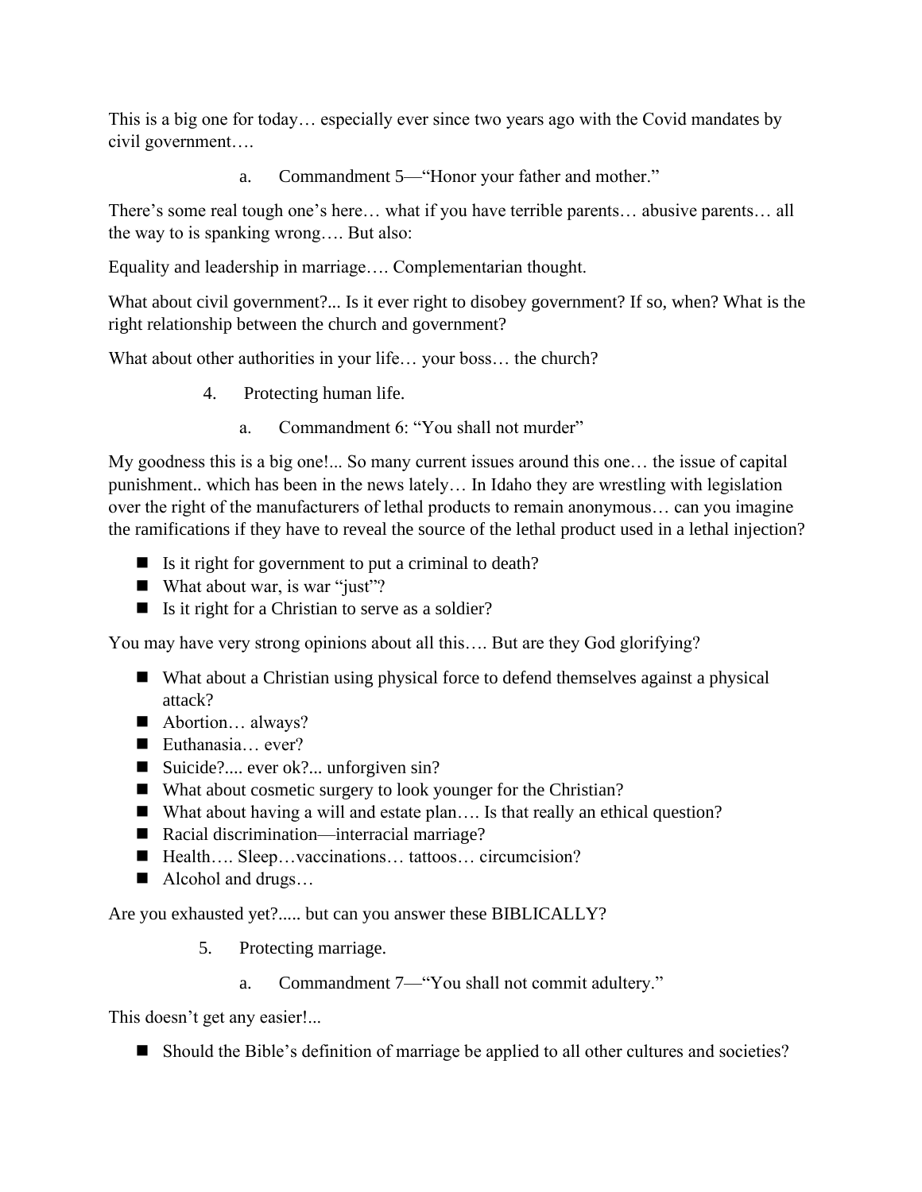This is a big one for today… especially ever since two years ago with the Covid mandates by civil government….

a. Commandment 5—"Honor your father and mother."

There's some real tough one's here… what if you have terrible parents… abusive parents… all the way to is spanking wrong…. But also:

Equality and leadership in marriage…. Complementarian thought.

What about civil government?... Is it ever right to disobey government? If so, when? What is the right relationship between the church and government?

What about other authorities in your life… your boss… the church?

4. Protecting human life.

a. Commandment 6: "You shall not murder"

My goodness this is a big one!... So many current issues around this one… the issue of capital punishment.. which has been in the news lately… In Idaho they are wrestling with legislation over the right of the manufacturers of lethal products to remain anonymous… can you imagine the ramifications if they have to reveal the source of the lethal product used in a lethal injection?

- Is it right for government to put a criminal to death?
- What about war, is war "just"?
- Is it right for a Christian to serve as a soldier?

You may have very strong opinions about all this…. But are they God glorifying?

- What about a Christian using physical force to defend themselves against a physical attack?
- Abortion… always?
- Euthanasia… ever?
- Suicide?.... ever ok?... unforgiven sin?
- What about cosmetic surgery to look younger for the Christian?
- What about having a will and estate plan…. Is that really an ethical question?
- Racial discrimination—interracial marriage?
- Health…. Sleep…vaccinations… tattoos… circumcision?
- Alcohol and drugs…

Are you exhausted yet?..... but can you answer these BIBLICALLY?

5. Protecting marriage.

a. Commandment 7—"You shall not commit adultery."

This doesn't get any easier!...

- Should the Bible's definition of marriage be applied to all other cultures and societies?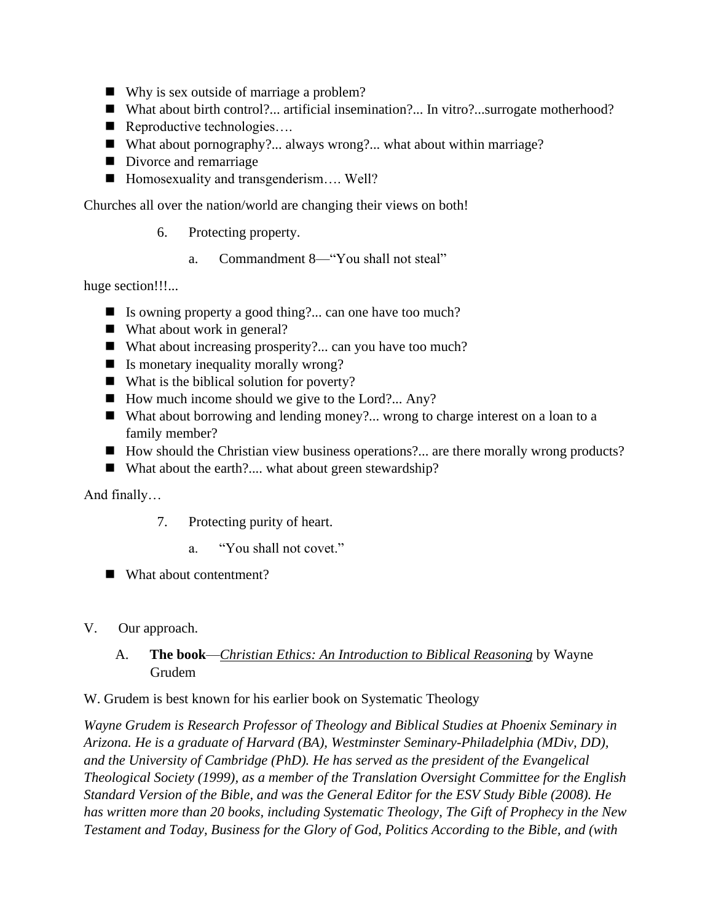- Why is sex outside of marriage a problem?
- What about birth control?... artificial insemination?... In vitro?...surrogate motherhood?
- Reproductive technologies….
- What about pornography?... always wrong?... what about within marriage?
- Divorce and remarriage
- Homosexuality and transgenderism…. Well?

Churches all over the nation/world are changing their views on both!

6. Protecting property.

    a. Commandment 8—"You shall not steal"

huge section!!!...

- Is owning property a good thing?... can one have too much?
- What about work in general?
- What about increasing prosperity?... can you have too much?
- Is monetary inequality morally wrong?
- What is the biblical solution for poverty?
- How much income should we give to the Lord?... Any?
- What about borrowing and lending money?... wrong to charge interest on a loan to a family member?
- How should the Christian view business operations?... are there morally wrong products?
- What about the earth?.... what about green stewardship?

And finally…

7. Protecting purity of heart.

    a. "You shall not covet."

- What about contentment?

V. Our approach.

A. **The book**—<u>Christian Ethics: An Introduction to Biblical Reasoning</u> by Wayne Grudem

W. Grudem is best known for his earlier book on Systematic Theology

*Wayne Grudem is Research Professor of Theology and Biblical Studies at Phoenix Seminary in Arizona. He is a graduate of Harvard (BA), Westminster Seminary-Philadelphia (MDiv, DD), and the University of Cambridge (PhD). He has served as the president of the Evangelical Theological Society (1999), as a member of the Translation Oversight Committee for the English Standard Version of the Bible, and was the General Editor for the ESV Study Bible (2008). He has written more than 20 books, including Systematic Theology, The Gift of Prophecy in the New Testament and Today, Business for the Glory of God, Politics According to the Bible, and (with*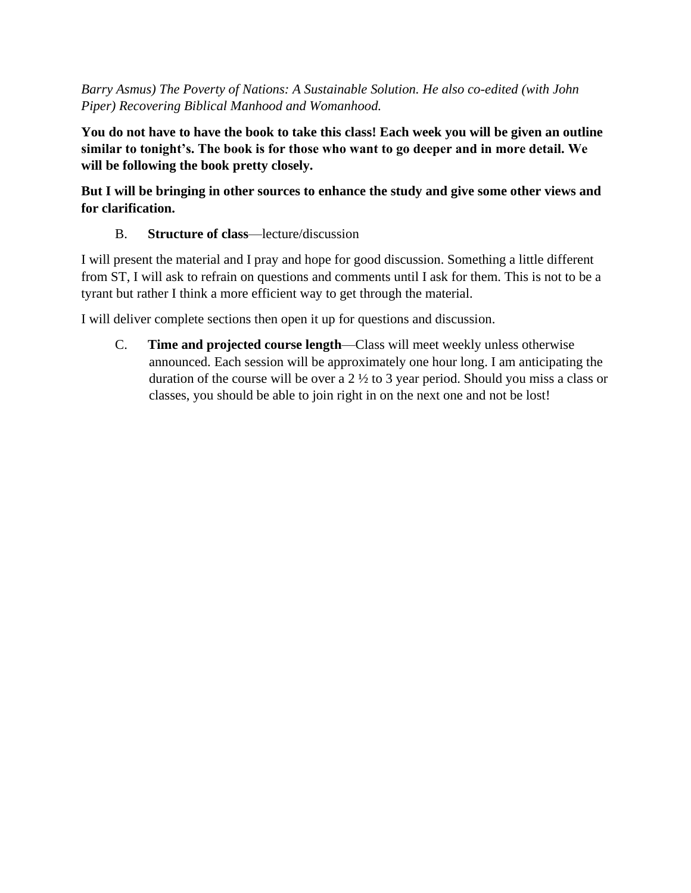*Barry Asmus) The Poverty of Nations: A Sustainable Solution. He also co-edited (with John Piper) Recovering Biblical Manhood and Womanhood.*

**You do not have to have the book to take this class! Each week you will be given an outline similar to tonight's. The book is for those who want to go deeper and in more detail. We will be following the book pretty closely.**

**But I will be bringing in other sources to enhance the study and give some other views and for clarification.**

B. **Structure of class**—lecture/discussion

I will present the material and I pray and hope for good discussion. Something a little different from ST, I will ask to refrain on questions and comments until I ask for them. This is not to be a tyrant but rather I think a more efficient way to get through the material.

I will deliver complete sections then open it up for questions and discussion.

C. **Time and projected course length**—Class will meet weekly unless otherwise announced. Each session will be approximately one hour long. I am anticipating the duration of the course will be over a 2 ½ to 3 year period. Should you miss a class or classes, you should be able to join right in on the next one and not be lost!